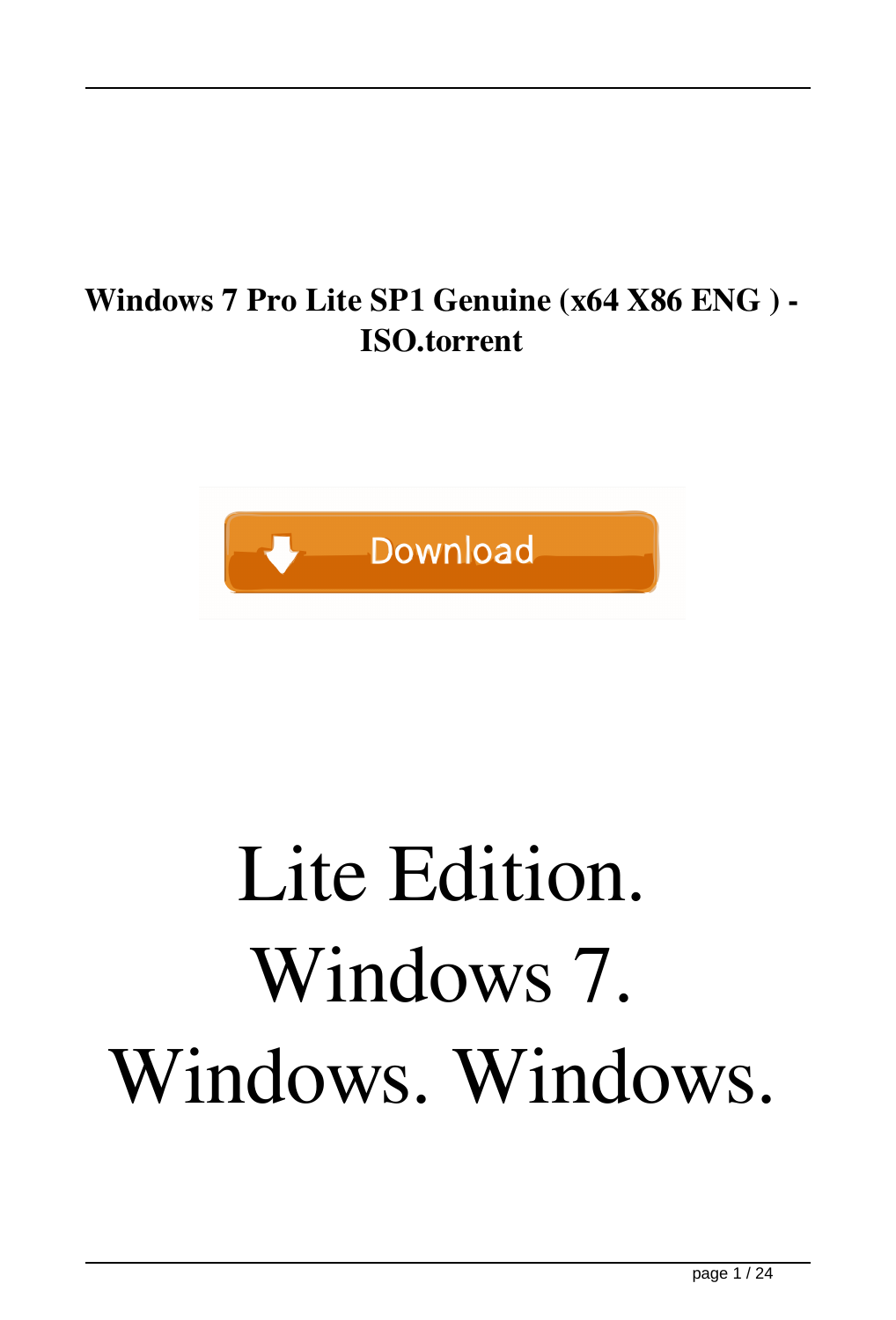**Windows 7 Pro Lite SP1 Genuine (x64 X86 ENG ) - ISO.torrent**

# Lite Edition. Windows 7. Windows. Windows.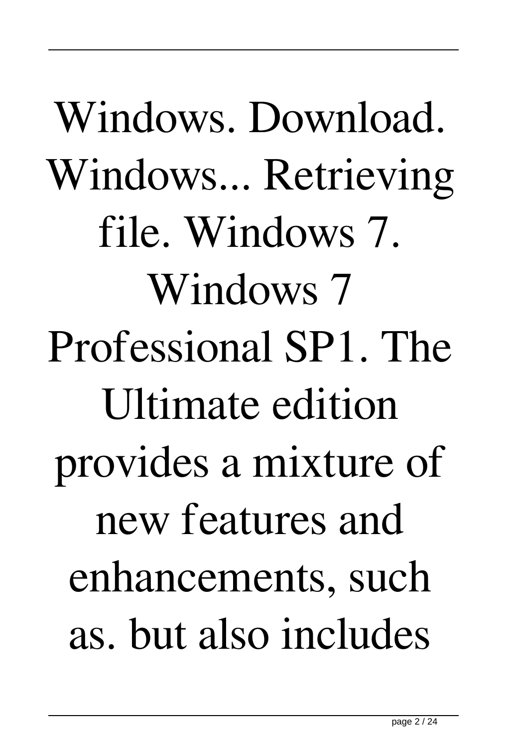Windows. Download. Windows... Retrieving file. Windows 7. Windows 7 Professional SP1. The Ultimate edition provides a mixture of new features and enhancements, such as. but also includes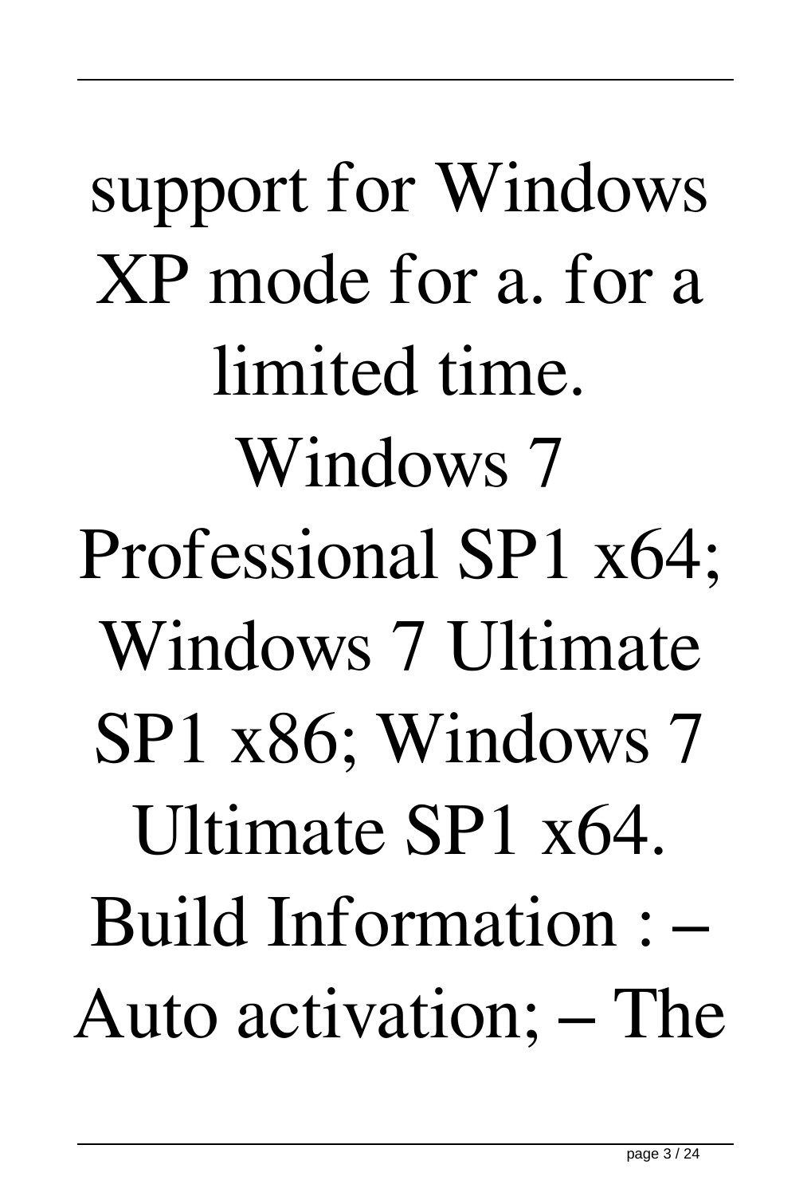support for Windows XP mode for a. for a limited time. Windows 7 Professional SP1 x64; Windows 7 Ultimate SP1 x86; Windows 7 Ultimate SP1 x64. Build Information : – Auto activation; – The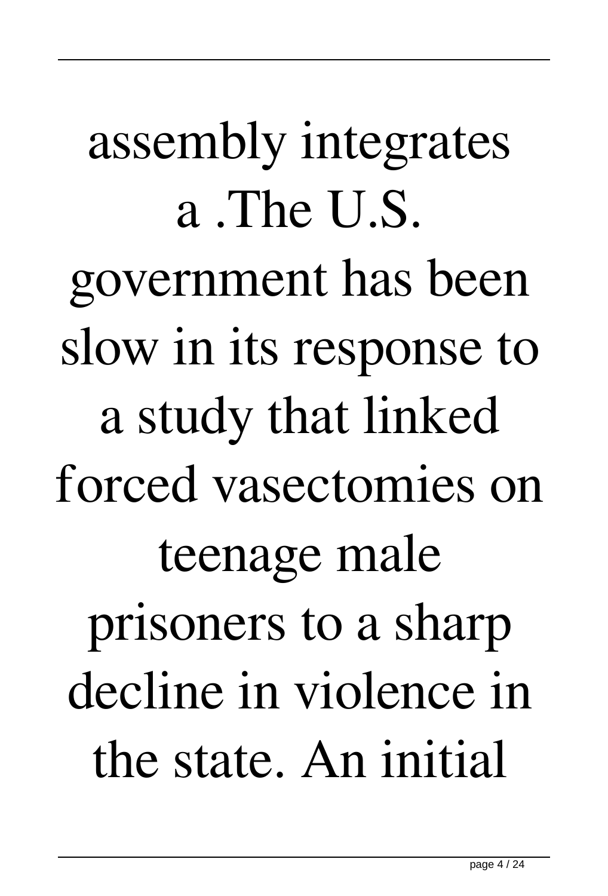assembly integrates a .The U.S. government has been slow in its response to a study that linked forced vasectomies on teenage male prisoners to a sharp decline in violence in the state. An initial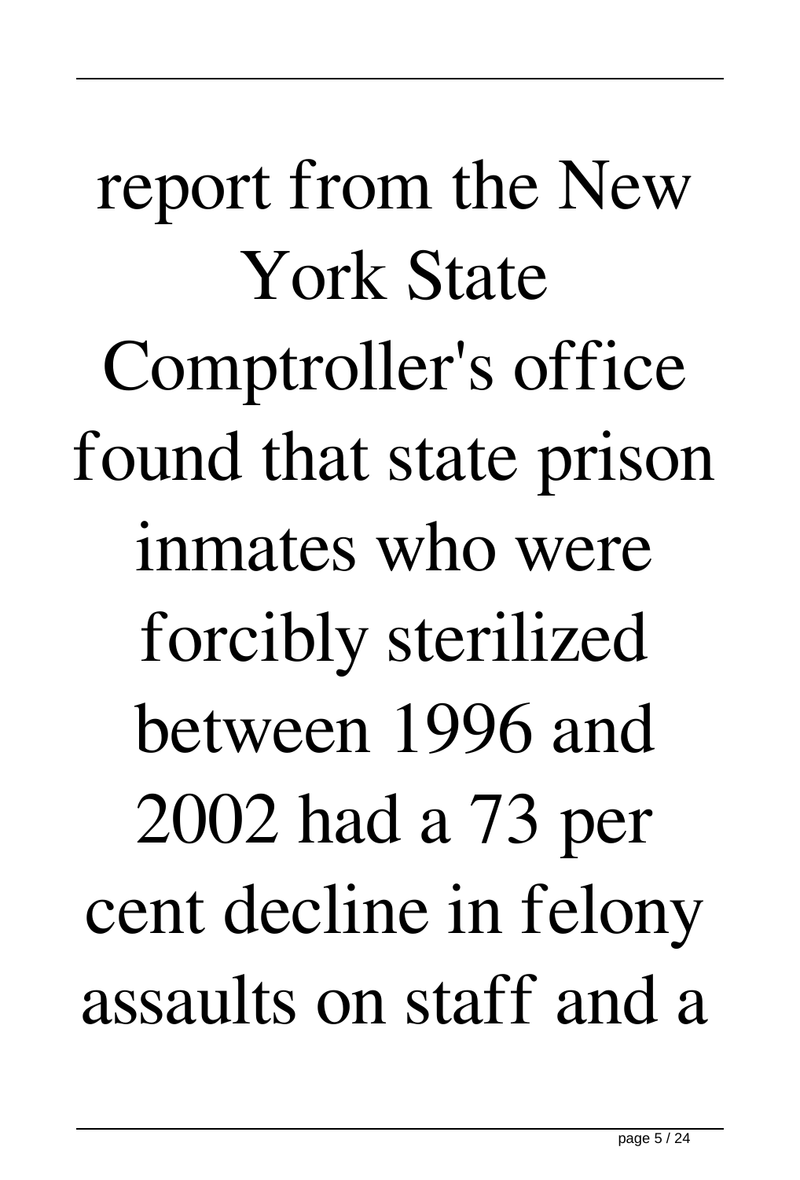report from the New York State Comptroller's office found that state prison inmates who were forcibly sterilized between 1996 and 2002 had a 73 per cent decline in felony assaults on staff and a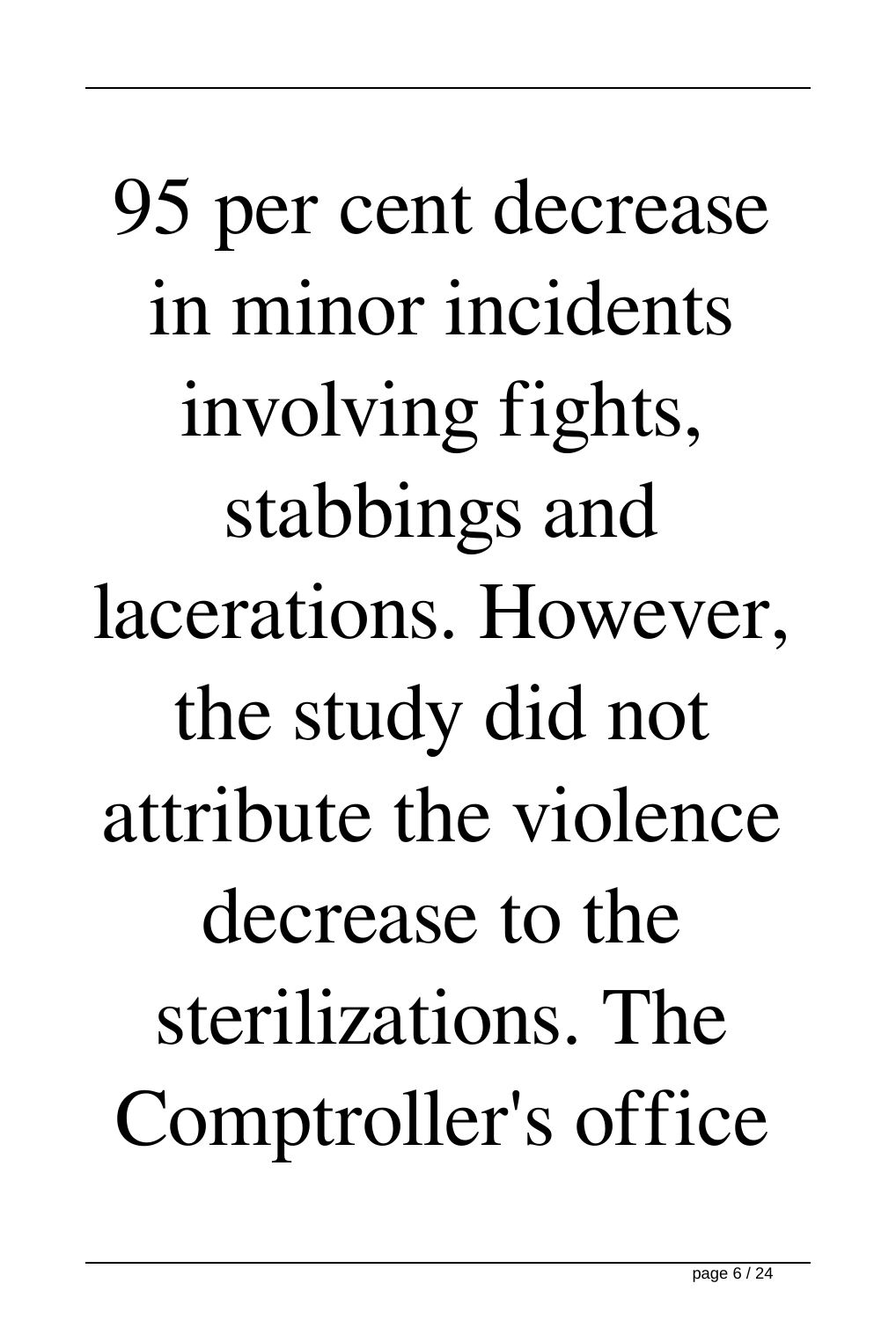95 per cent decrease in minor incidents involving fights, stabbings and lacerations. However, the study did not attribute the violence decrease to the sterilizations. The Comptroller's office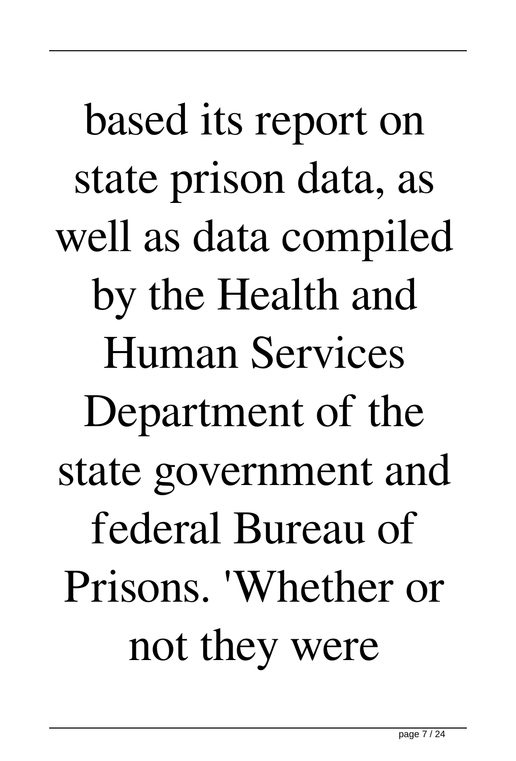based its report on state prison data, as well as data compiled by the Health and Human Services Department of the state government and federal Bureau of Prisons. 'Whether or not they were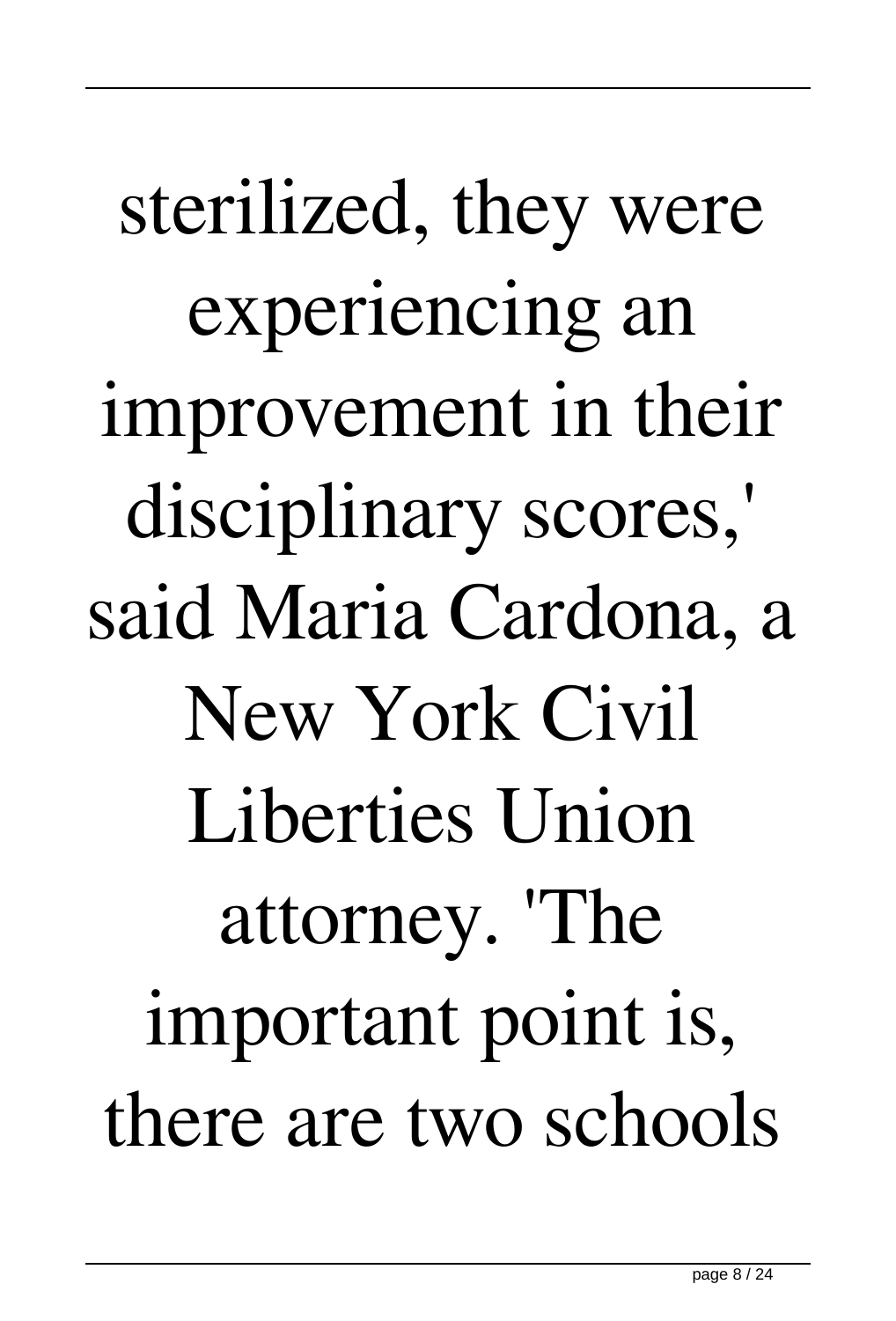sterilized, they were experiencing an improvement in their disciplinary scores,' said Maria Cardona, a New York Civil Liberties Union attorney. 'The important point is, there are two schools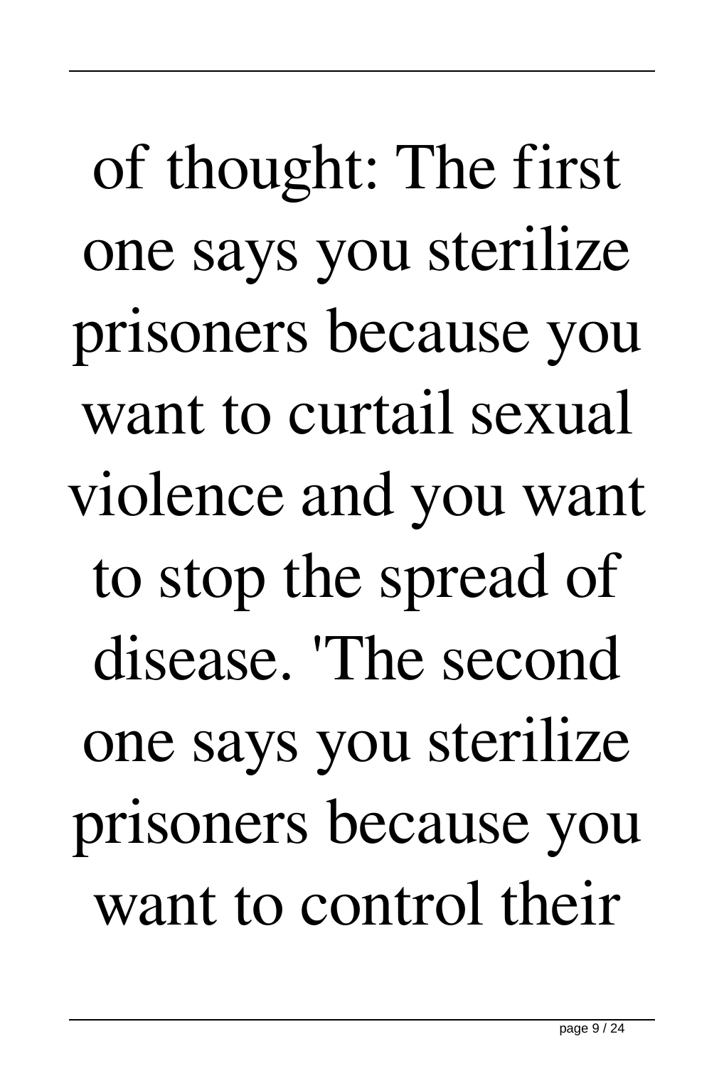of thought: The first one says you sterilize prisoners because you want to curtail sexual violence and you want to stop the spread of disease. 'The second one says you sterilize prisoners because you want to control their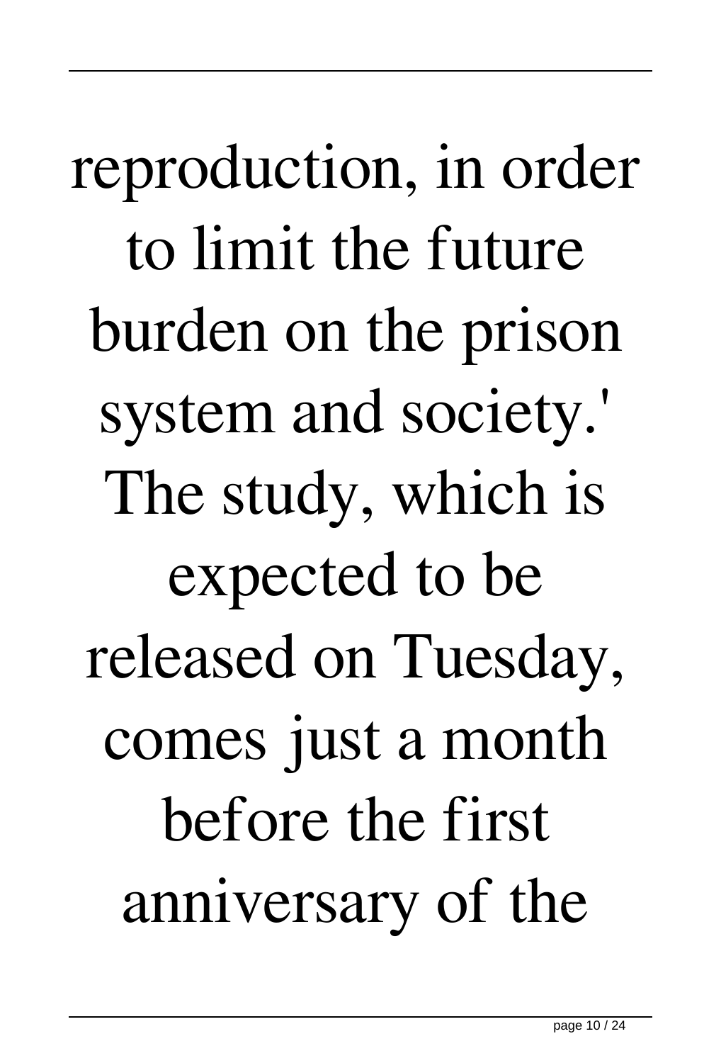reproduction, in order to limit the future burden on the prison system and society.' The study, which is expected to be released on Tuesday, comes just a month before the first anniversary of the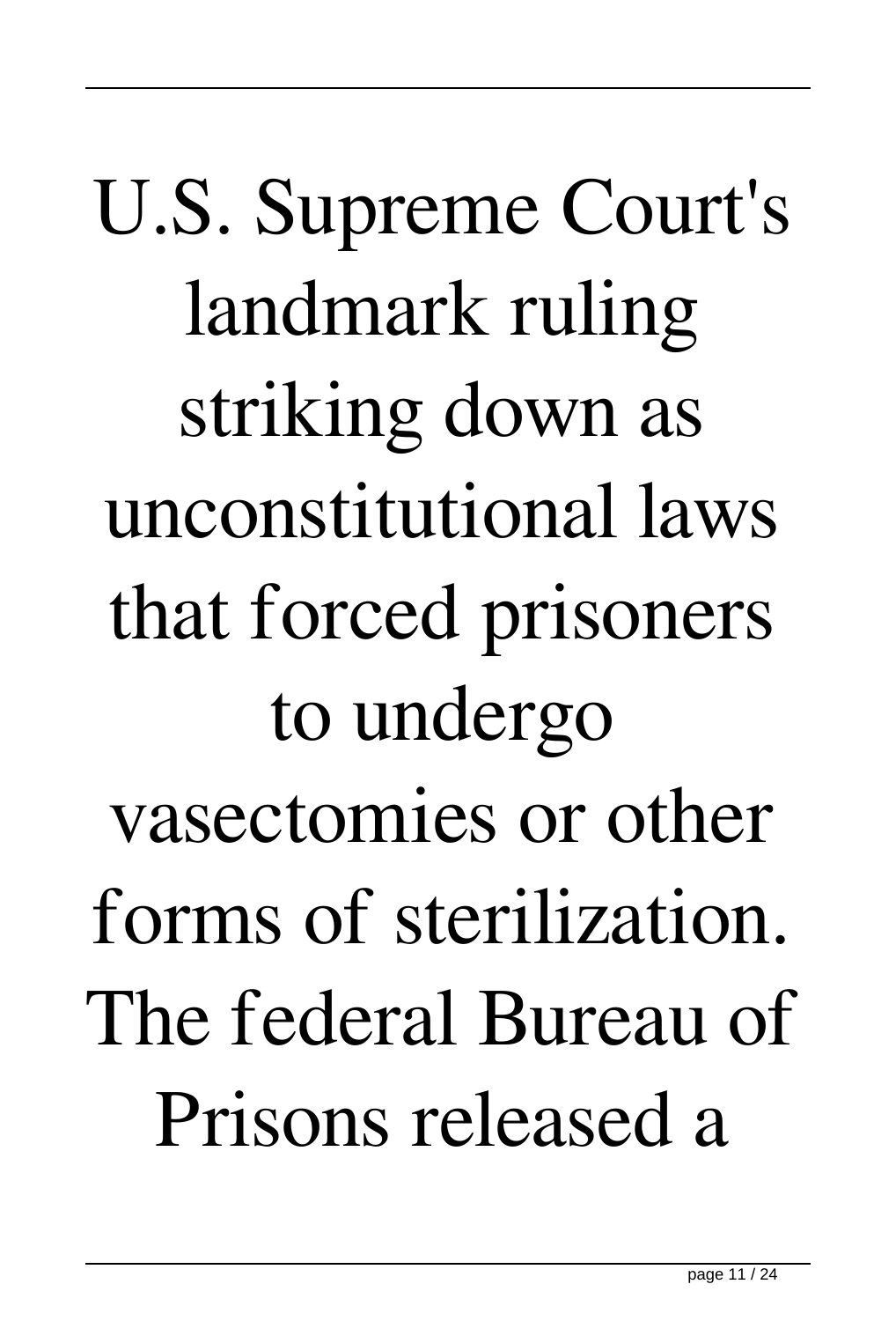U.S. Supreme Court's landmark ruling striking down as unconstitutional laws that forced prisoners to undergo vasectomies or other forms of sterilization. The federal Bureau of Prisons released a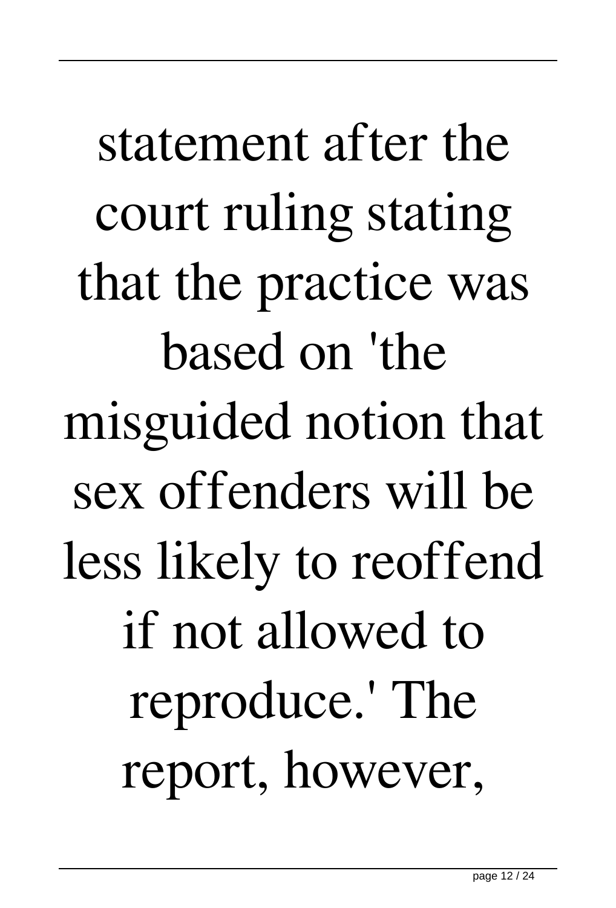statement after the court ruling stating that the practice was based on 'the misguided notion that sex offenders will be less likely to reoffend if not allowed to reproduce.' The report, however,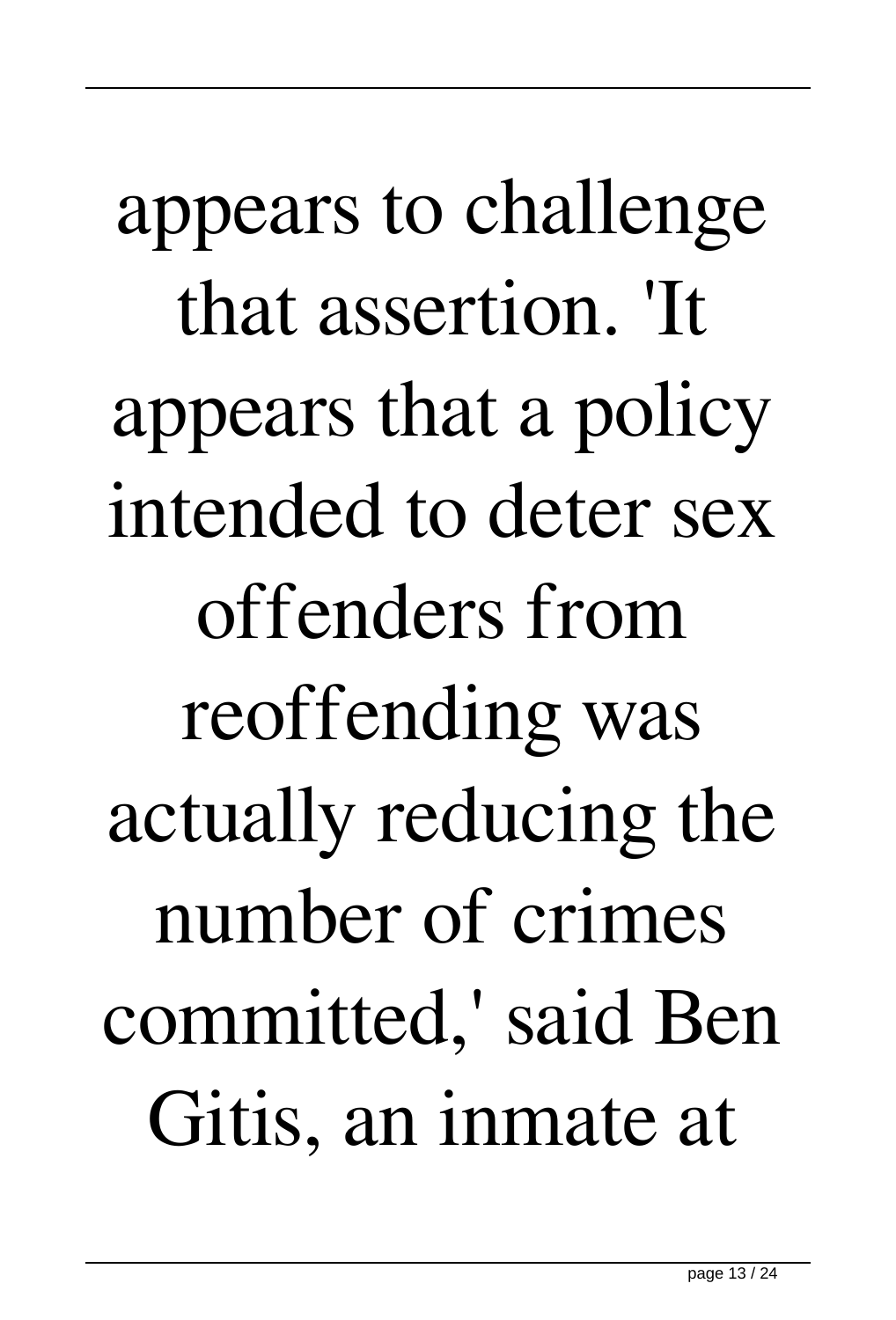appears to challenge that assertion. 'It appears that a policy intended to deter sex offenders from reoffending was actually reducing the number of crimes committed,' said Ben Gitis, an inmate at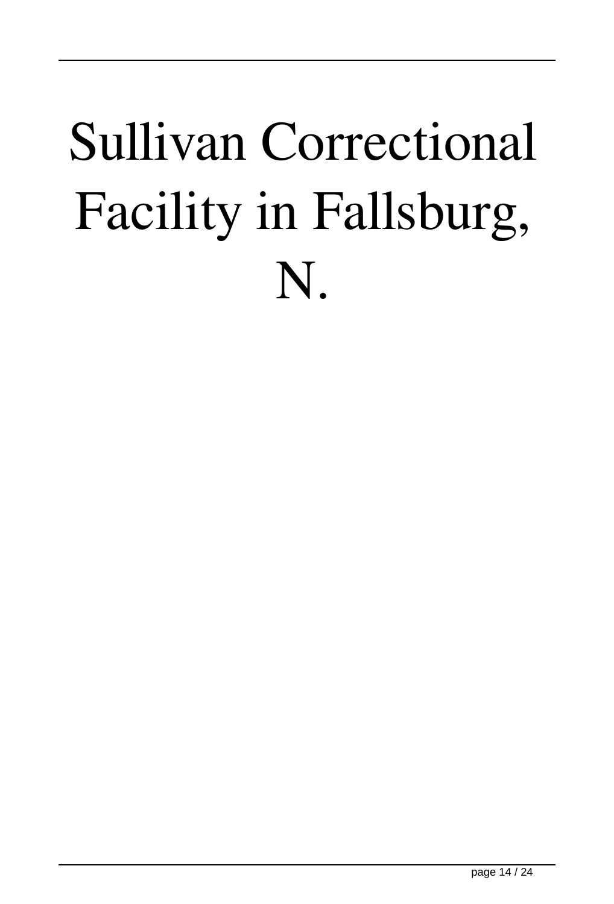# Sullivan Correctional Facility in Fallsburg, N.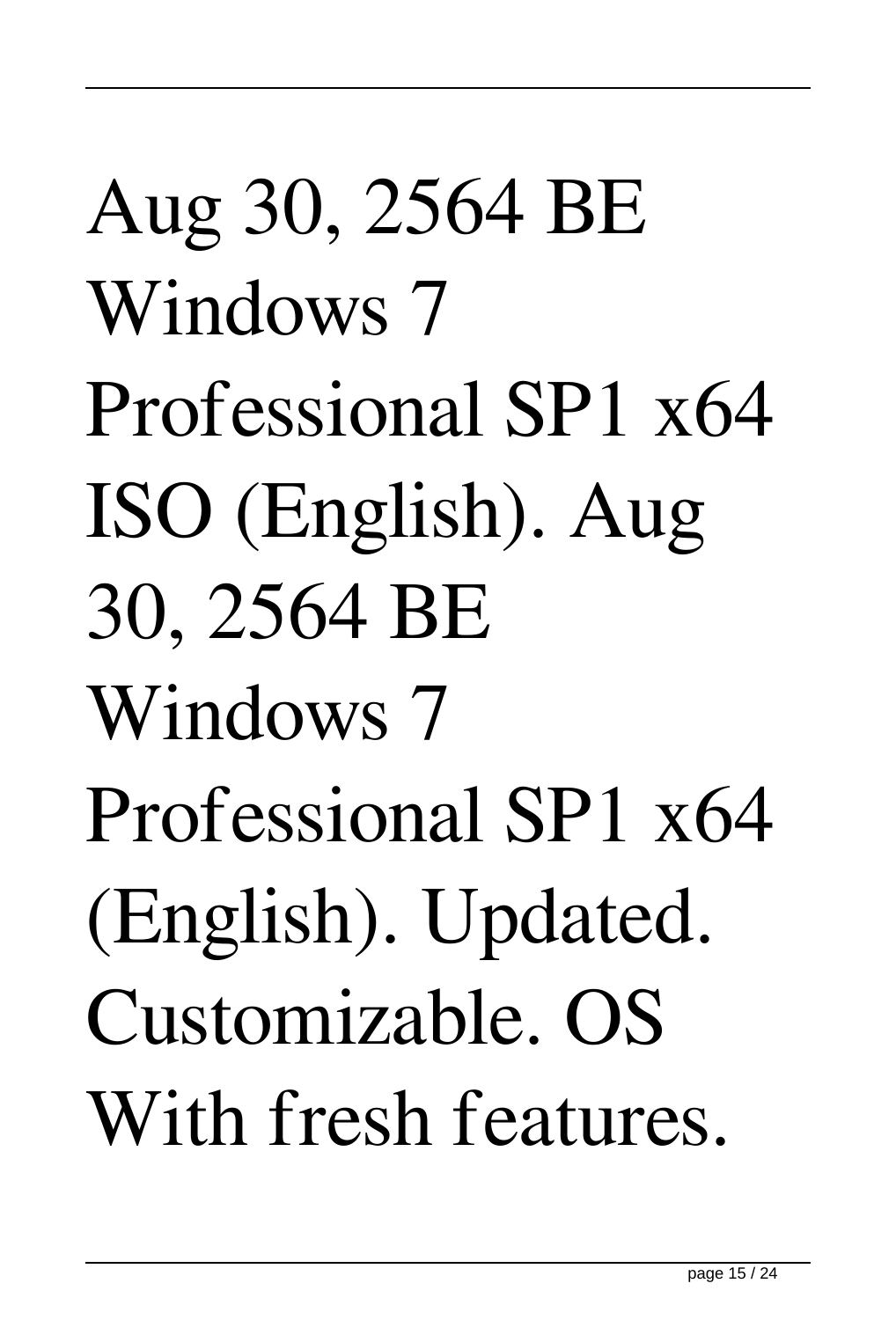Aug 30, 2564 BE Windows 7 Professional SP1 x64 ISO (English). Aug 30, 2564 BE Windows 7 Professional SP1 x64 (English). Updated. Customizable. OS With fresh features.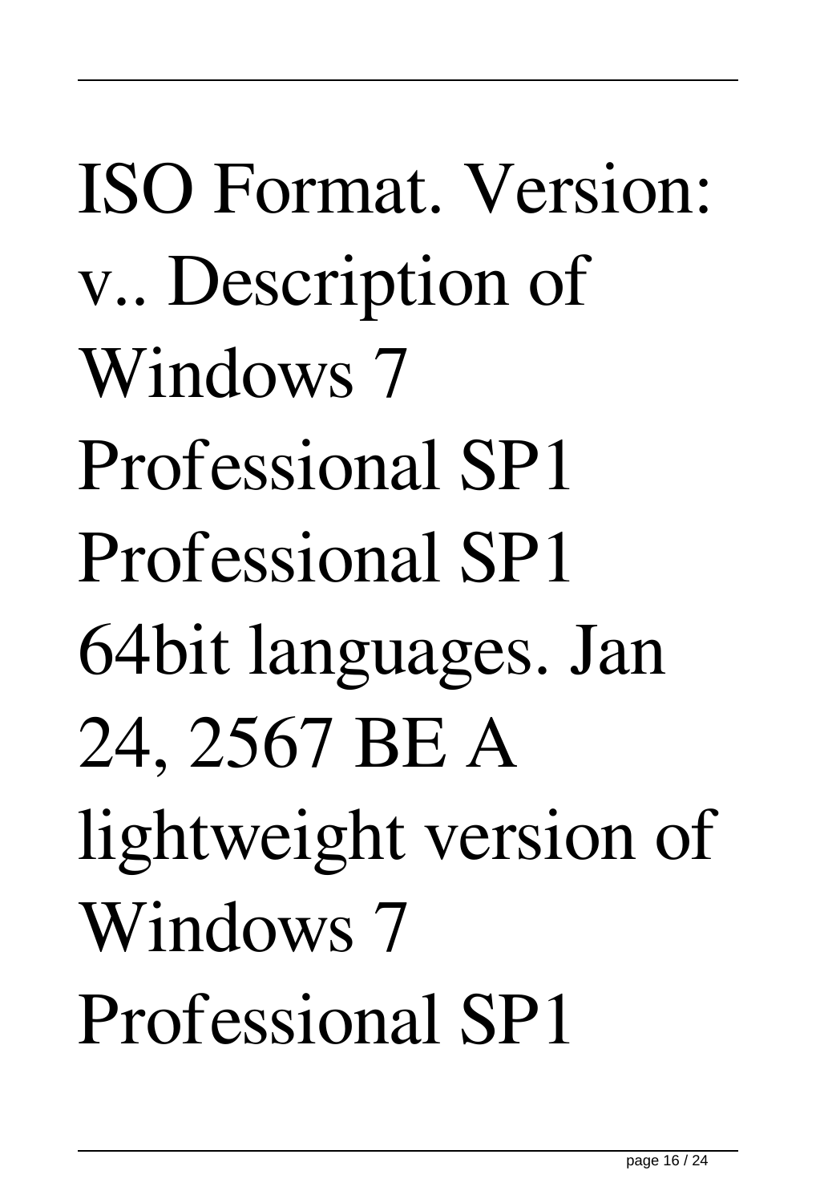ISO Format. Version: v.. Description of Windows 7 Professional SP1 Professional SP1 64bit languages. Jan 24, 2567 BE A lightweight version of Windows 7 Professional SP1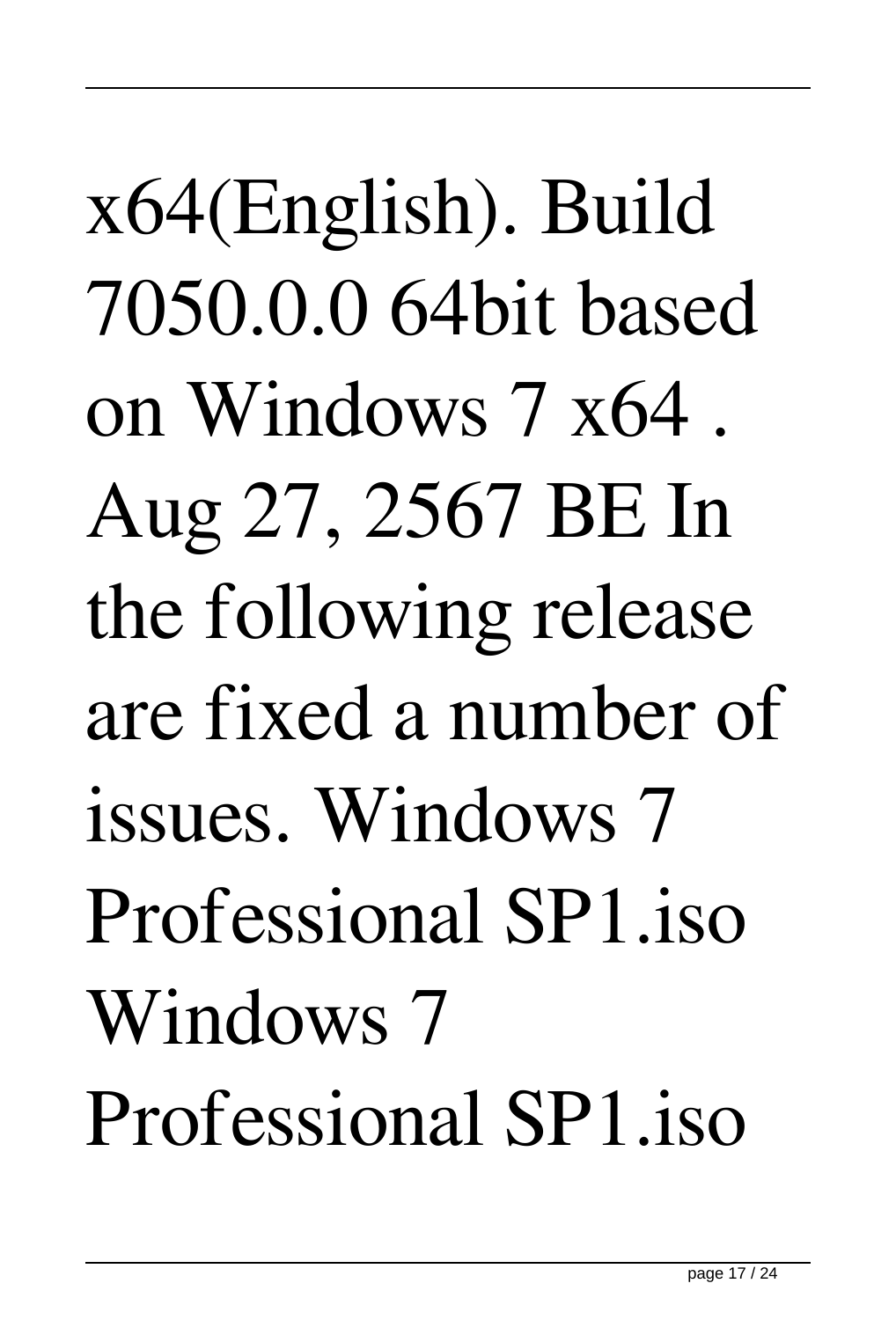x64(English). Build 7050.0.0 64bit based on Windows 7 x64 . Aug 27, 2567 BE In the following release are fixed a number of issues. Windows 7 Professional SP1.iso Windows 7 Professional SP1.iso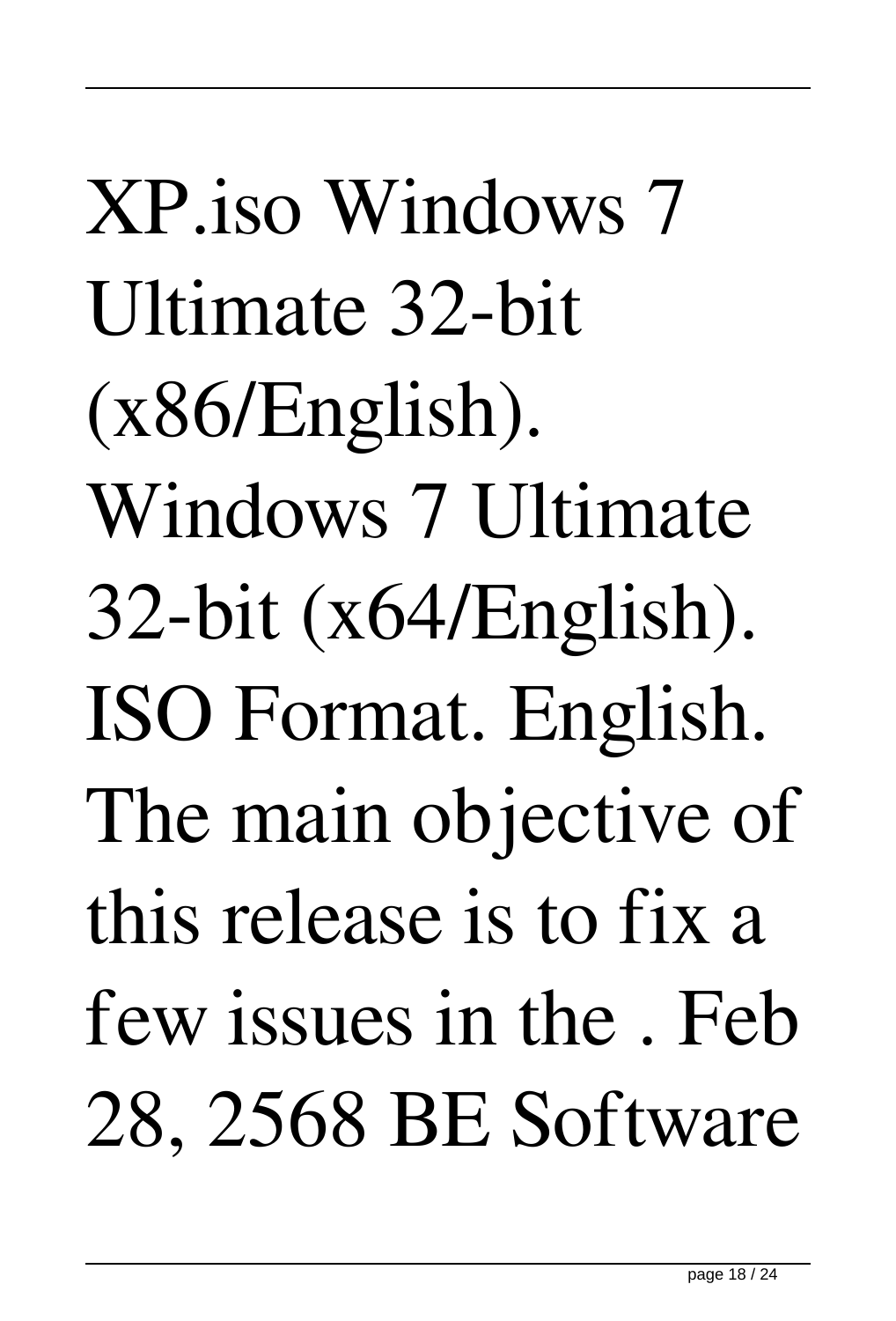XP.iso Windows 7 Ultimate 32-bit (x86/English). Windows 7 Ultimate 32-bit (x64/English). ISO Format. English. The main objective of this release is to fix a few issues in the . Feb 28, 2568 BE Software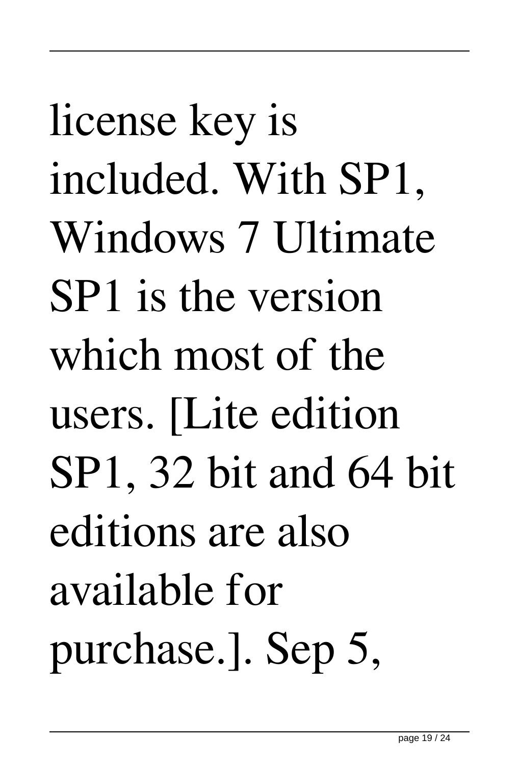license key is included. With SP1, Windows 7 Ultimate SP1 is the version which most of the users. [Lite edition SP1, 32 bit and 64 bit editions are also available for purchase.]. Sep 5,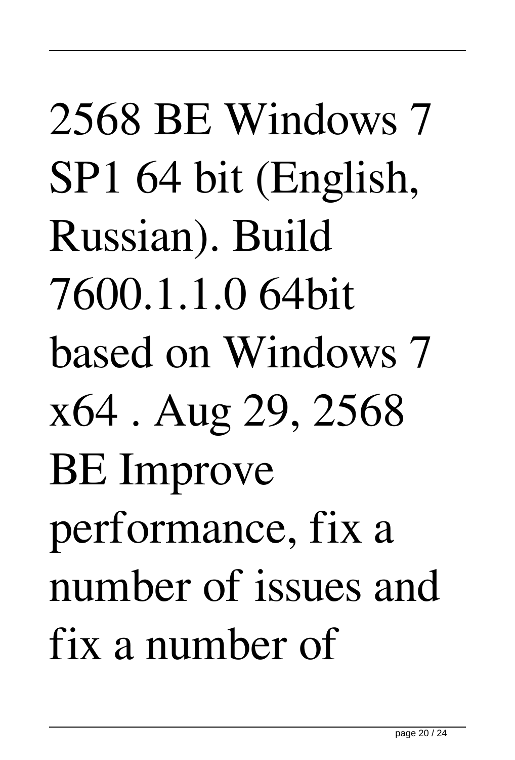2568 BE Windows 7 SP1 64 bit (English, Russian). Build 7600.1.1.0 64bit based on Windows 7 x64 . Aug 29, 2568 BE Improve performance, fix a number of issues and fix a number of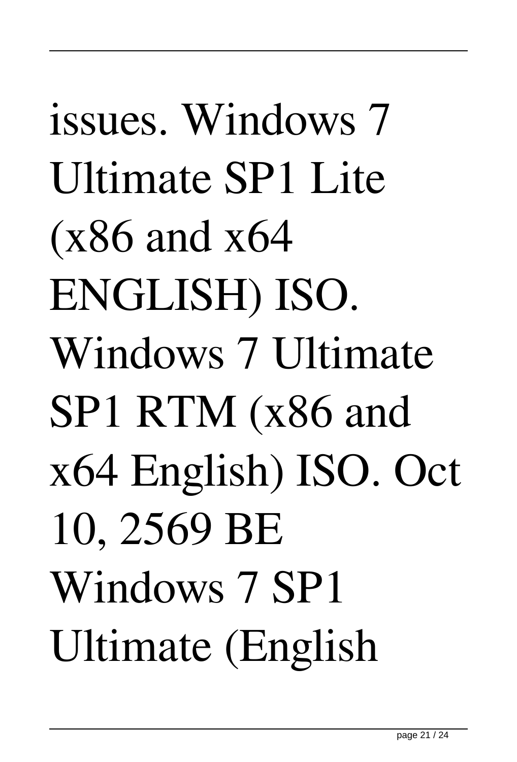issues. Windows 7 Ultimate SP1 Lite (x86 and x64 ENGLISH) ISO. Windows 7 Ultimate SP1 RTM (x86 and x64 English) ISO. Oct 10, 2569 BE Windows 7 SP1 Ultimate (English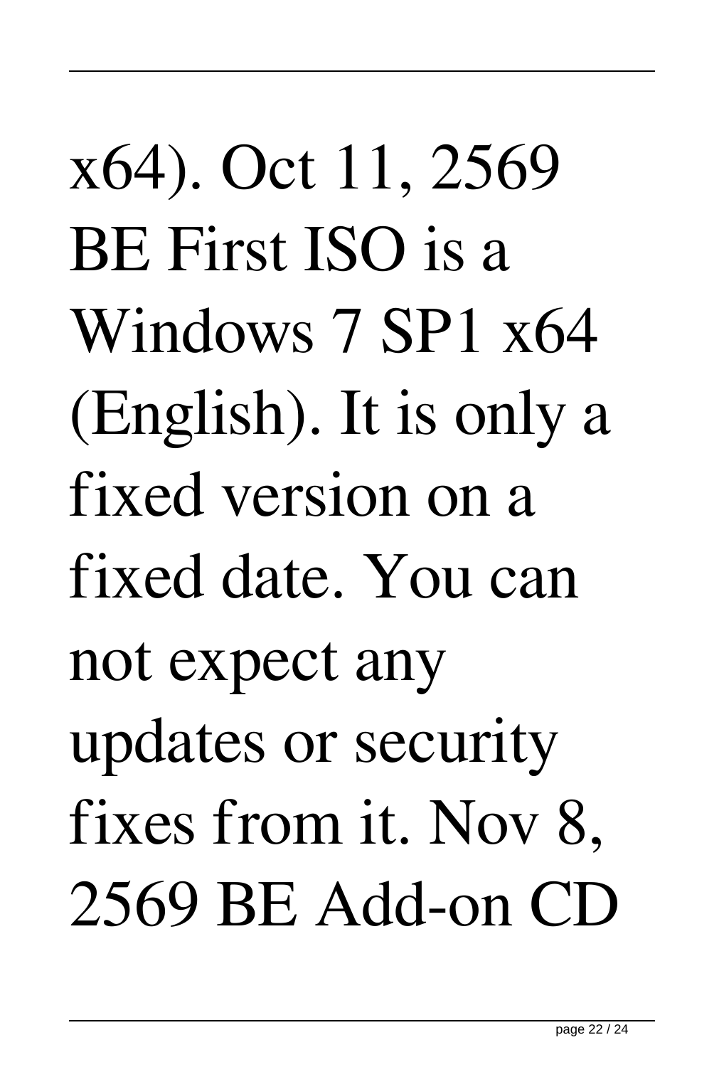x64). Oct 11, 2569 BE First ISO is a Windows 7 SP1 x64 (English). It is only a fixed version on a fixed date. You can not expect any updates or security fixes from it. Nov 8, 2569 BE Add-on CD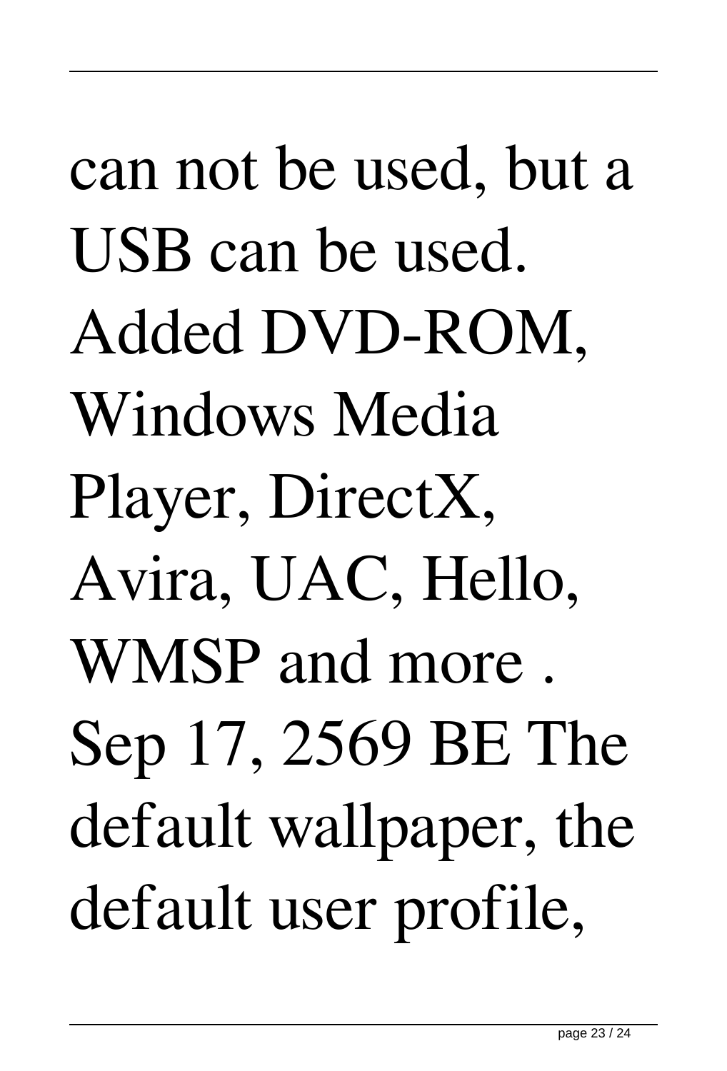can not be used, but a USB can be used. Added DVD-ROM, Windows Media Player, DirectX, Avira, UAC, Hello, WMSP and more . Sep 17, 2569 BE The default wallpaper, the default user profile,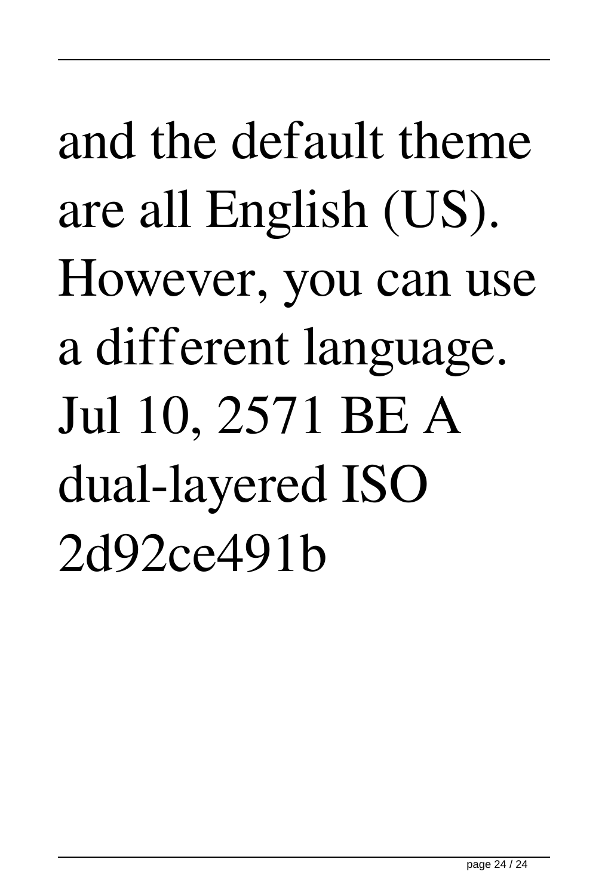and the default theme are all English (US). However, you can use a different language. Jul 10, 2571 BE A dual-layered ISO 2d92ce491b